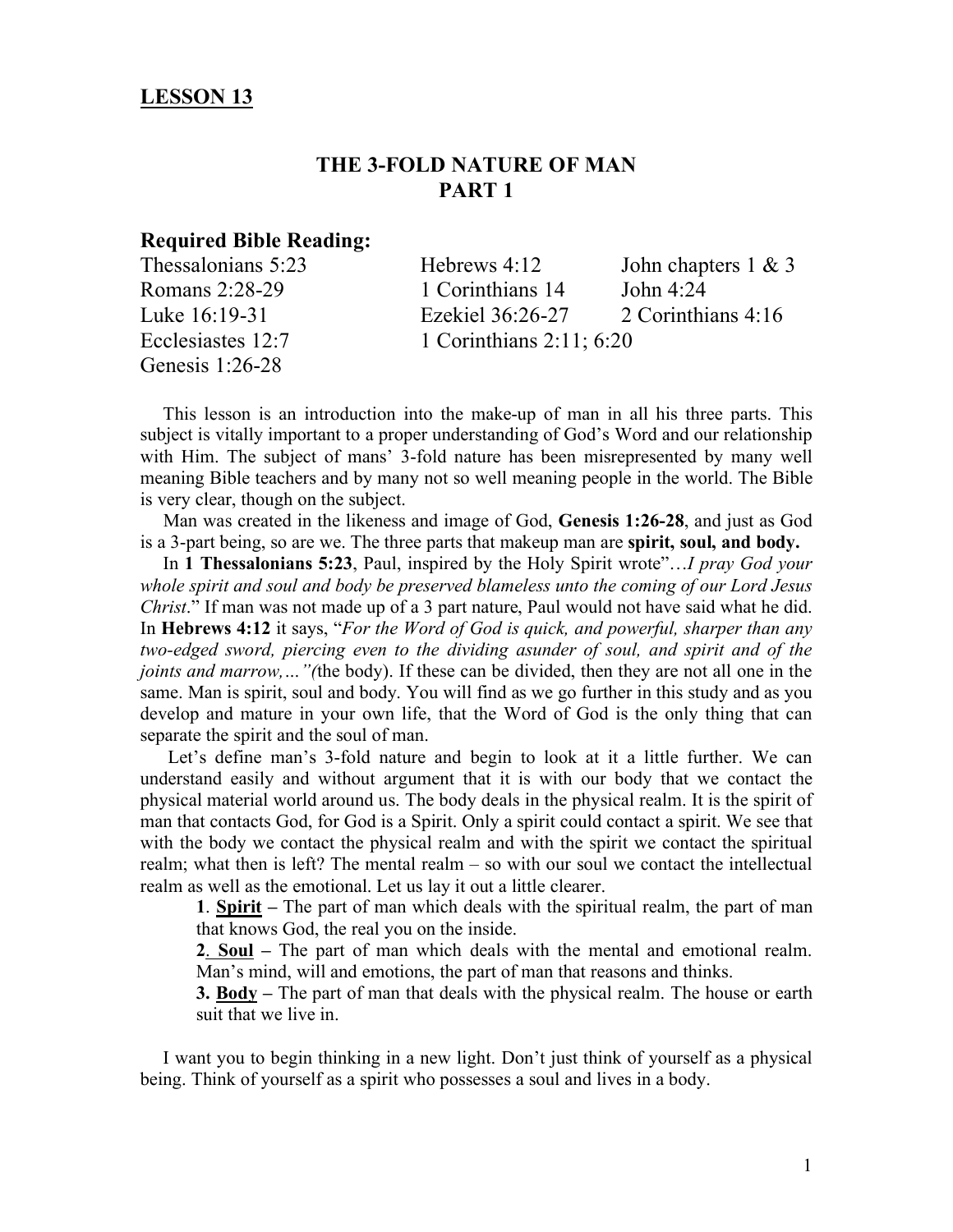## LESSON 13

# THE 3-FOLD NATURE OF MAN
# PART 1

### Required Bible Reading:

Thessalonians 5:23
Romans 2:28-29
Luke 16:19-31
Ecclesiastes 12:7
Genesis 1:26-28
Hebrews 4:12
1 Corinthians 14
Ezekiel 36:26-27
1 Corinthians 2:11; 6:20
John chapters 1 & 3
John 4:24
2 Corinthians 4:16

This lesson is an introduction into the make-up of man in all his three parts. This subject is vitally important to a proper understanding of God's Word and our relationship with Him. The subject of mans' 3-fold nature has been misrepresented by many well meaning Bible teachers and by many not so well meaning people in the world. The Bible is very clear, though on the subject.

Man was created in the likeness and image of God, **Genesis 1:26-28**, and just as God is a 3-part being, so are we. The three parts that makeup man are **spirit, soul, and body.**

In **1 Thessalonians 5:23**, Paul, inspired by the Holy Spirit wrote"…*I pray God your whole spirit and soul and body be preserved blameless unto the coming of our Lord Jesus Christ*." If man was not made up of a 3 part nature, Paul would not have said what he did. In **Hebrews 4:12** it says, "*For the Word of God is quick, and powerful, sharper than any two-edged sword, piercing even to the dividing asunder of soul, and spirit and of the joints and marrow,…"(*the body). If these can be divided, then they are not all one in the same. Man is spirit, soul and body. You will find as we go further in this study and as you develop and mature in your own life, that the Word of God is the only thing that can separate the spirit and the soul of man.

Let's define man's 3-fold nature and begin to look at it a little further. We can understand easily and without argument that it is with our body that we contact the physical material world around us. The body deals in the physical realm. It is the spirit of man that contacts God, for God is a Spirit. Only a spirit could contact a spirit. We see that with the body we contact the physical realm and with the spirit we contact the spiritual realm; what then is left? The mental realm – so with our soul we contact the intellectual realm as well as the emotional. Let us lay it out a little clearer.

**1**. **<u>Spirit</u> –** The part of man which deals with the spiritual realm, the part of man that knows God, the real you on the inside.

**2**. **<u>Soul</u> –** The part of man which deals with the mental and emotional realm. Man's mind, will and emotions, the part of man that reasons and thinks.

**3. <u>Body</u> –** The part of man that deals with the physical realm. The house or earth suit that we live in.

I want you to begin thinking in a new light. Don't just think of yourself as a physical being. Think of yourself as a spirit who possesses a soul and lives in a body.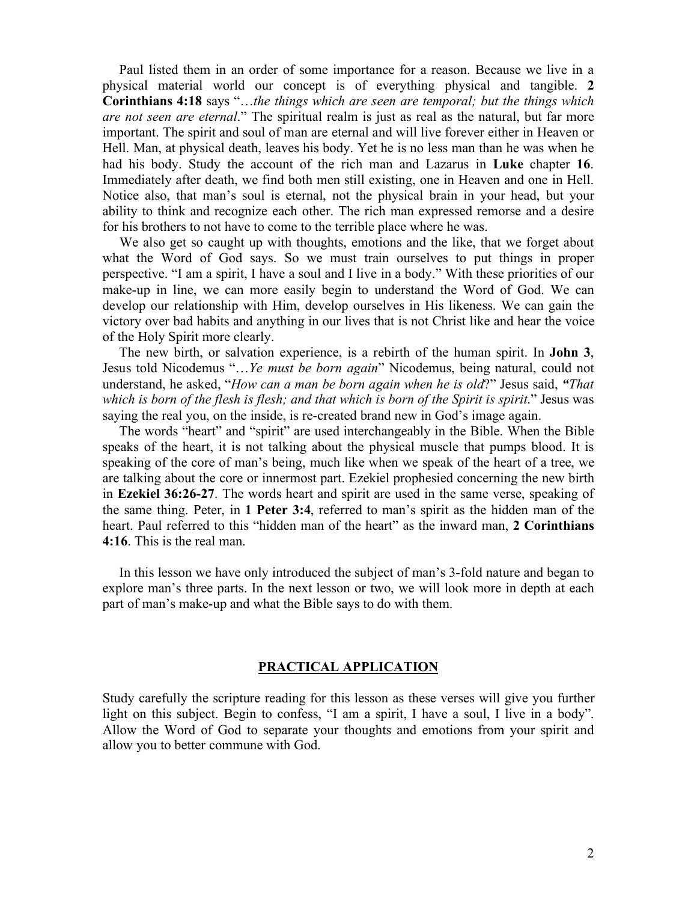Paul listed them in an order of some importance for a reason. Because we live in a physical material world our concept is of everything physical and tangible. **2 Corinthians 4:18** says "…*the things which are seen are temporal; but the things which are not seen are eternal*." The spiritual realm is just as real as the natural, but far more important. The spirit and soul of man are eternal and will live forever either in Heaven or Hell. Man, at physical death, leaves his body. Yet he is no less man than he was when he had his body. Study the account of the rich man and Lazarus in **Luke** chapter **16**. Immediately after death, we find both men still existing, one in Heaven and one in Hell. Notice also, that man's soul is eternal, not the physical brain in your head, but your ability to think and recognize each other. The rich man expressed remorse and a desire for his brothers to not have to come to the terrible place where he was.

We also get so caught up with thoughts, emotions and the like, that we forget about what the Word of God says. So we must train ourselves to put things in proper perspective. "I am a spirit, I have a soul and I live in a body." With these priorities of our make-up in line, we can more easily begin to understand the Word of God. We can develop our relationship with Him, develop ourselves in His likeness. We can gain the victory over bad habits and anything in our lives that is not Christ like and hear the voice of the Holy Spirit more clearly.

The new birth, or salvation experience, is a rebirth of the human spirit. In **John 3**, Jesus told Nicodemus "…*Ye must be born again*" Nicodemus, being natural, could not understand, he asked, "*How can a man be born again when he is old*?" Jesus said, **"***That which is born of the flesh is flesh; and that which is born of the Spirit is spirit.*" Jesus was saying the real you, on the inside, is re-created brand new in God's image again.

The words "heart" and "spirit" are used interchangeably in the Bible. When the Bible speaks of the heart, it is not talking about the physical muscle that pumps blood. It is speaking of the core of man's being, much like when we speak of the heart of a tree, we are talking about the core or innermost part. Ezekiel prophesied concerning the new birth in **Ezekiel 36:26-27**. The words heart and spirit are used in the same verse, speaking of the same thing. Peter, in **1 Peter 3:4**, referred to man's spirit as the hidden man of the heart. Paul referred to this "hidden man of the heart" as the inward man, **2 Corinthians 4:16**. This is the real man.

In this lesson we have only introduced the subject of man's 3-fold nature and began to explore man's three parts. In the next lesson or two, we will look more in depth at each part of man's make-up and what the Bible says to do with them.

## PRACTICAL APPLICATION

Study carefully the scripture reading for this lesson as these verses will give you further light on this subject. Begin to confess, "I am a spirit, I have a soul, I live in a body". Allow the Word of God to separate your thoughts and emotions from your spirit and allow you to better commune with God.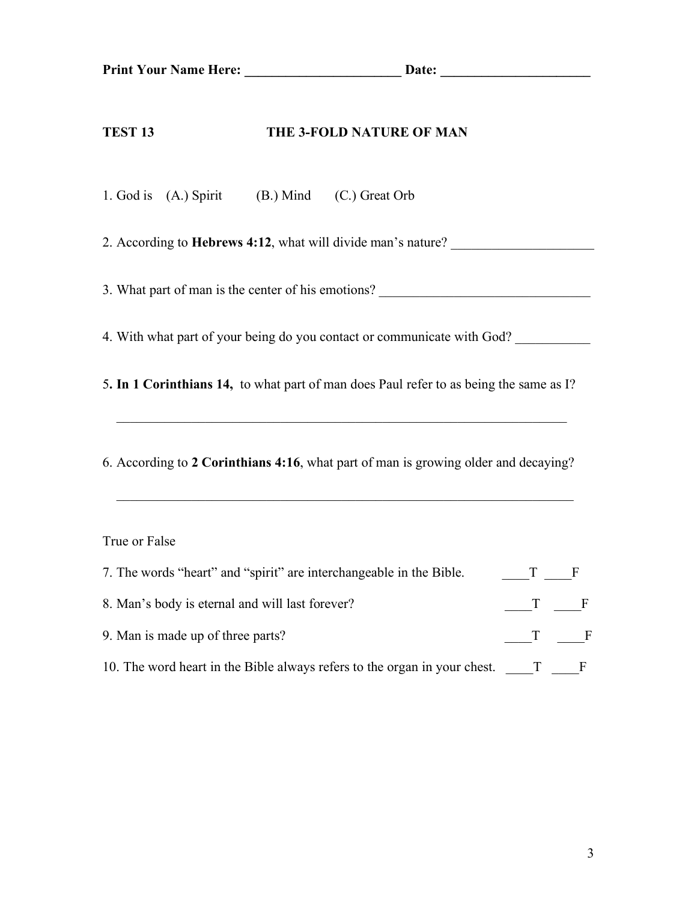**Print Your Name Here: ______________________ Date: _____________________**

**TEST 13 THE 3-FOLD NATURE OF MAN**

1. God is (A.) Spirit (B.) Mind (C.) Great Orb

2. According to **Hebrews 4:12**, what will divide man's nature? ____________________

3. What part of man is the center of his emotions? _____________________________

4. With what part of your being do you contact or communicate with God? __________

5**. In 1 Corinthians 14,** to what part of man does Paul refer to as being the same as I?

_________________________________________________________________

6. According to **2 Corinthians 4:16**, what part of man is growing older and decaying?

_________________________________________________________________

True or False

7. The words "heart" and "spirit" are interchangeable in the Bible. ____T ____F

8. Man's body is eternal and will last forever? ____T ____F

9. Man is made up of three parts? ____T ____F

10. The word heart in the Bible always refers to the organ in your chest. ____T ____F